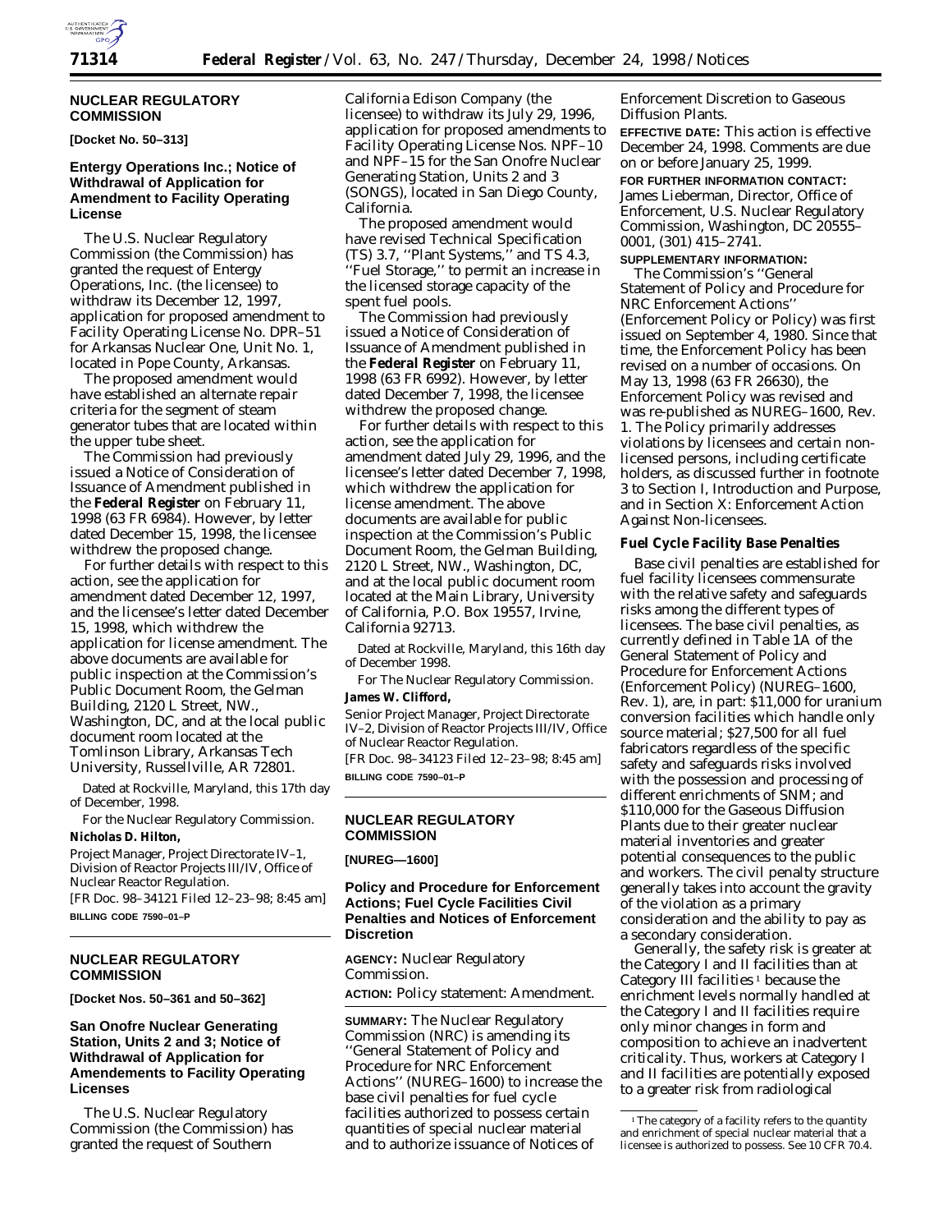## NUCLEAR REGULATORY COMMISSION

**[Docket No. 50–313]**

### Entergy Operations Inc.; Notice of Withdrawal of Application for Amendment to Facility Operating License

The U.S. Nuclear Regulatory Commission (the Commission) has granted the request of Entergy Operations, Inc. (the licensee) to withdraw its December 12, 1997, application for proposed amendment to Facility Operating License No. DPR–51 for Arkansas Nuclear One, Unit No. 1, located in Pope County, Arkansas.

The proposed amendment would have established an alternate repair criteria for the segment of steam generator tubes that are located within the upper tube sheet.

The Commission had previously issued a Notice of Consideration of Issuance of Amendment published in the **Federal Register** on February 11, 1998 (63 FR 6984). However, by letter dated December 15, 1998, the licensee withdrew the proposed change.

For further details with respect to this action, see the application for amendment dated December 12, 1997, and the licensee's letter dated December 15, 1998, which withdrew the application for license amendment. The above documents are available for public inspection at the Commission's Public Document Room, the Gelman Building, 2120 L Street, NW., Washington, DC, and at the local public document room located at the Tomlinson Library, Arkansas Tech University, Russellville, AR 72801.

Dated at Rockville, Maryland, this 17th day of December, 1998.

For the Nuclear Regulatory Commission.

**Nicholas D. Hilton,**

*Project Manager, Project Directorate IV–1, Division of Reactor Projects III/IV, Office of Nuclear Reactor Regulation.*

[FR Doc. 98–34121 Filed 12–23–98; 8:45 am]

**BILLING CODE 7590–01–P**

## NUCLEAR REGULATORY COMMISSION

**[Docket Nos. 50–361 and 50–362]**

### San Onofre Nuclear Generating Station, Units 2 and 3; Notice of Withdrawal of Application for Amendements to Facility Operating Licenses

The U.S. Nuclear Regulatory Commission (the Commission) has granted the request of Southern California Edison Company (the licensee) to withdraw its July 29, 1996, application for proposed amendments to Facility Operating License Nos. NPF–10 and NPF–15 for the San Onofre Nuclear Generating Station, Units 2 and 3 (SONGS), located in San Diego County, California.

The proposed amendment would have revised Technical Specification (TS) 3.7, ''Plant Systems,'' and TS 4.3, ''Fuel Storage,'' to permit an increase in the licensed storage capacity of the spent fuel pools.

The Commission had previously issued a Notice of Consideration of Issuance of Amendment published in the **Federal Register** on February 11, 1998 (63 FR 6992). However, by letter dated December 7, 1998, the licensee withdrew the proposed change.

For further details with respect to this action, see the application for amendment dated July 29, 1996, and the licensee's letter dated December 7, 1998, which withdrew the application for license amendment. The above documents are available for public inspection at the Commission's Public Document Room, the Gelman Building, 2120 L Street, NW., Washington, DC, and at the local public document room located at the Main Library, University of California, P.O. Box 19557, Irvine, California 92713.

Dated at Rockville, Maryland, this 16th day of December 1998.

For The Nuclear Regulatory Commission.

**James W. Clifford,**

*Senior Project Manager, Project Directorate IV–2, Division of Reactor Projects III/IV, Office of Nuclear Reactor Regulation.*

[FR Doc. 98–34123 Filed 12–23–98; 8:45 am]

**BILLING CODE 7590–01–P**

## NUCLEAR REGULATORY COMMISSION

**[NUREG—1600]**

### Policy and Procedure for Enforcement Actions; Fuel Cycle Facilities Civil Penalties and Notices of Enforcement Discretion

**AGENCY:** Nuclear Regulatory Commission.

**ACTION:** Policy statement: Amendment.

**SUMMARY:** The Nuclear Regulatory Commission (NRC) is amending its ''General Statement of Policy and Procedure for NRC Enforcement Actions'' (NUREG–1600) to increase the base civil penalties for fuel cycle facilities authorized to possess certain quantities of special nuclear material and to authorize issuance of Notices of Enforcement Discretion to Gaseous Diffusion Plants.

**EFFECTIVE DATE:** This action is effective December 24, 1998. Comments are due on or before January 25, 1999.

**FOR FURTHER INFORMATION CONTACT:** James Lieberman, Director, Office of Enforcement, U.S. Nuclear Regulatory Commission, Washington, DC 20555–0001, (301) 415–2741.

**SUPPLEMENTARY INFORMATION:**

The Commission's ''General Statement of Policy and Procedure for NRC Enforcement Actions'' (Enforcement Policy or Policy) was first issued on September 4, 1980. Since that time, the Enforcement Policy has been revised on a number of occasions. On May 13, 1998 (63 FR 26630), the Enforcement Policy was revised and was re-published as NUREG–1600, Rev. 1. The Policy primarily addresses violations by licensees and certain non-licensed persons, including certificate holders, as discussed further in footnote 3 to Section I, Introduction and Purpose, and in Section X: Enforcement Action Against Non-licensees.

#### Fuel Cycle Facility Base Penalties

Base civil penalties are established for fuel facility licensees commensurate with the relative safety and safeguards risks among the different types of licensees. The base civil penalties, as currently defined in Table 1A of the General Statement of Policy and Procedure for Enforcement Actions (Enforcement Policy) (NUREG–1600, Rev. 1), are, in part: $11,000 for uranium conversion facilities which handle only source material; $27,500 for all fuel fabricators regardless of the specific safety and safeguards risks involved with the possession and processing of different enrichments of SNM; and $110,000 for the Gaseous Diffusion Plants due to their greater nuclear material inventories and greater potential consequences to the public and workers. The civil penalty structure generally takes into account the gravity of the violation as a primary consideration and the ability to pay as a secondary consideration.

Generally, the safety risk is greater at the Category I and II facilities than at Category III facilities [1] because the enrichment levels normally handled at the Category I and II facilities require only minor changes in form and composition to achieve an inadvertent criticality. Thus, workers at Category I and II facilities are potentially exposed to a greater risk from radiological

[1] The category of a facility refers to the quantity and enrichment of special nuclear material that a licensee is authorized to possess. See 10 CFR 70.4.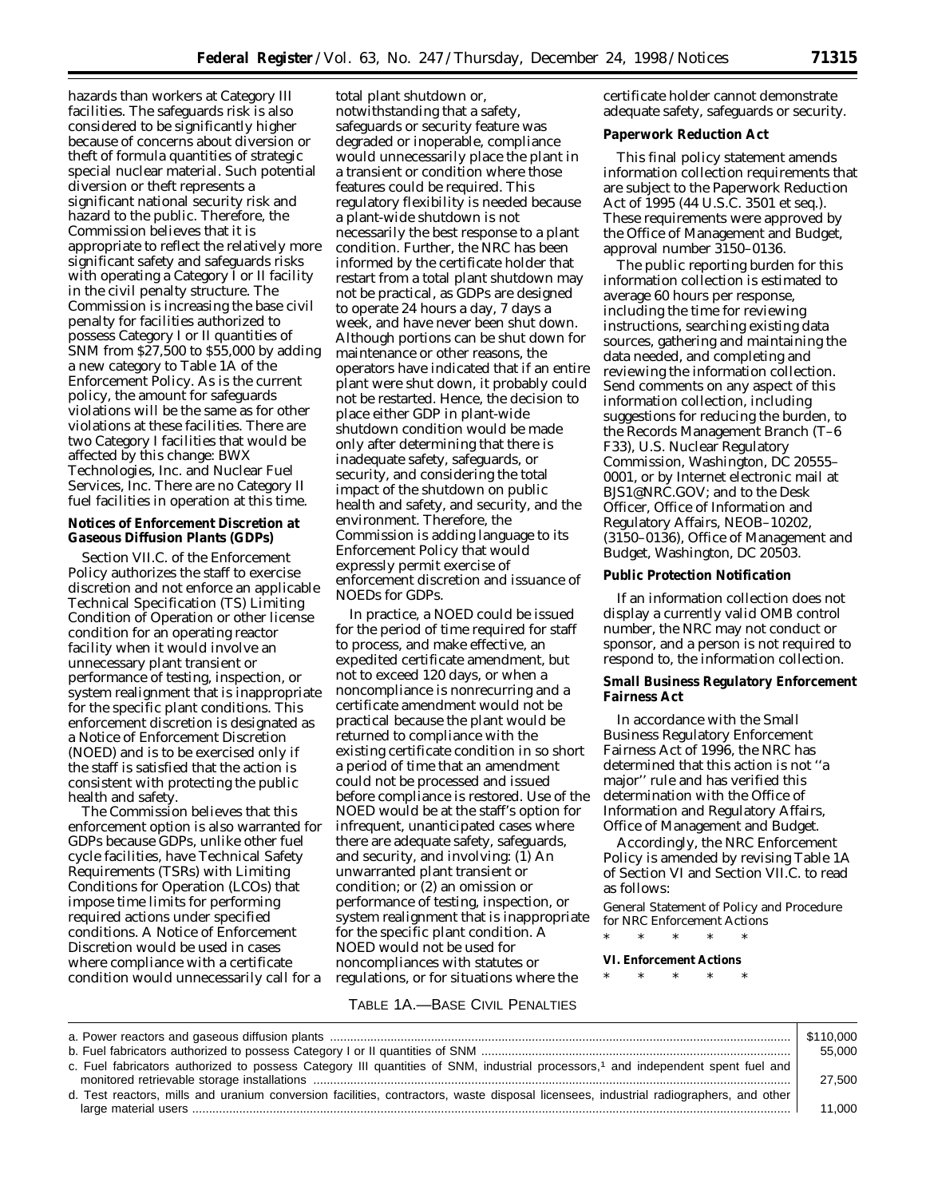hazards than workers at Category III facilities. The safeguards risk is also considered to be significantly higher because of concerns about diversion or theft of formula quantities of strategic special nuclear material. Such potential diversion or theft represents a significant national security risk and hazard to the public. Therefore, the Commission believes that it is appropriate to reflect the relatively more significant safety and safeguards risks with operating a Category I or II facility in the civil penalty structure. The Commission is increasing the base civil penalty for facilities authorized to possess Category I or II quantities of SNM from $27,500 to $55,000 by adding a new category to Table 1A of the Enforcement Policy. As is the current policy, the amount for safeguards violations will be the same as for other violations at these facilities. There are two Category I facilities that would be affected by this change: BWX Technologies, Inc. and Nuclear Fuel Services, Inc. There are no Category II fuel facilities in operation at this time.

**Notices of Enforcement Discretion at Gaseous Diffusion Plants (GDPs)**

Section VII.C. of the Enforcement Policy authorizes the staff to exercise discretion and not enforce an applicable Technical Specification (TS) Limiting Condition of Operation or other license condition for an operating reactor facility when it would involve an unnecessary plant transient or performance of testing, inspection, or system realignment that is inappropriate for the specific plant conditions. This enforcement discretion is designated as a Notice of Enforcement Discretion (NOED) and is to be exercised only if the staff is satisfied that the action is consistent with protecting the public health and safety.

The Commission believes that this enforcement option is also warranted for GDPs because GDPs, unlike other fuel cycle facilities, have Technical Safety Requirements (TSRs) with Limiting Conditions for Operation (LCOs) that impose time limits for performing required actions under specified conditions. A Notice of Enforcement Discretion would be used in cases where compliance with a certificate condition would unnecessarily call for a total plant shutdown or, notwithstanding that a safety, safeguards or security feature was degraded or inoperable, compliance would unnecessarily place the plant in a transient or condition where those features could be required. This regulatory flexibility is needed because a plant-wide shutdown is not necessarily the best response to a plant condition. Further, the NRC has been informed by the certificate holder that restart from a total plant shutdown may not be practical, as GDPs are designed to operate 24 hours a day, 7 days a week, and have never been shut down. Although portions can be shut down for maintenance or other reasons, the operators have indicated that if an entire plant were shut down, it probably could not be restarted. Hence, the decision to place either GDP in plant-wide shutdown condition would be made only after determining that there is inadequate safety, safeguards, or security, and considering the total impact of the shutdown on public health and safety, and security, and the environment. Therefore, the Commission is adding language to its Enforcement Policy that would expressly permit exercise of enforcement discretion and issuance of NOEDs for GDPs.

In practice, a NOED could be issued for the period of time required for staff to process, and make effective, an expedited certificate amendment, but not to exceed 120 days, or when a noncompliance is nonrecurring and a certificate amendment would not be practical because the plant would be returned to compliance with the existing certificate condition in so short a period of time that an amendment could not be processed and issued before compliance is restored. Use of the NOED would be at the staff's option for infrequent, unanticipated cases where there are adequate safety, safeguards, and security, and involving: (1) An unwarranted plant transient or condition; or (2) an omission or performance of testing, inspection, or system realignment that is inappropriate for the specific plant condition. A NOED would not be used for noncompliances with statutes or regulations, or for situations where the certificate holder cannot demonstrate adequate safety, safeguards or security.

**Paperwork Reduction Act**

This final policy statement amends information collection requirements that are subject to the Paperwork Reduction Act of 1995 (44 U.S.C. 3501 et seq.). These requirements were approved by the Office of Management and Budget, approval number 3150–0136.

The public reporting burden for this information collection is estimated to average 60 hours per response, including the time for reviewing instructions, searching existing data sources, gathering and maintaining the data needed, and completing and reviewing the information collection. Send comments on any aspect of this information collection, including suggestions for reducing the burden, to the Records Management Branch (T–6 F33), U.S. Nuclear Regulatory Commission, Washington, DC 20555–0001, or by Internet electronic mail at BJS1@NRC.GOV; and to the Desk Officer, Office of Information and Regulatory Affairs, NEOB–10202, (3150–0136), Office of Management and Budget, Washington, DC 20503.

**Public Protection Notification**

If an information collection does not display a currently valid OMB control number, the NRC may not conduct or sponsor, and a person is not required to respond to, the information collection.

**Small Business Regulatory Enforcement Fairness Act**

In accordance with the Small Business Regulatory Enforcement Fairness Act of 1996, the NRC has determined that this action is not "a major" rule and has verified this determination with the Office of Information and Regulatory Affairs, Office of Management and Budget.

Accordingly, the NRC Enforcement Policy is amended by revising Table 1A of Section VI and Section VII.C. to read as follows:

General Statement of Policy and Procedure for NRC Enforcement Actions

\* \* \* \* \*

**VI. Enforcement Actions**

\* \* \* \* \*

TABLE 1A.—BASE CIVIL PENALTIES

| | |
|---|---|
| a. Power reactors and gaseous diffusion plants | $110,000 |
| b. Fuel fabricators authorized to possess Category I or II quantities of SNM | 55,000 |
| c. Fuel fabricators authorized to possess Category III quantities of SNM, industrial processors,[1] and independent spent fuel and monitored retrievable storage installations | 27,500 |
| d. Test reactors, mills and uranium conversion facilities, contractors, waste disposal licensees, industrial radiographers, and other large material users | 11,000 |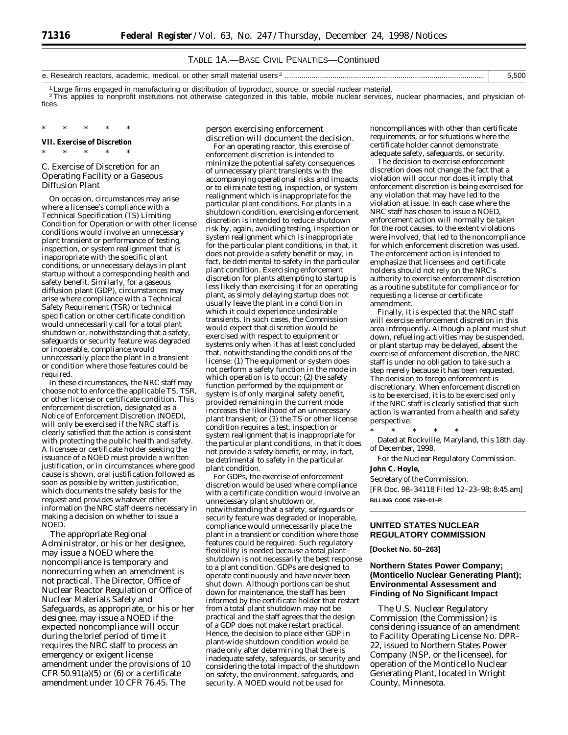TABLE 1A.—BASE CIVIL PENALTIES—Continued

| | |
|---|---|
| e. Research reactors, academic, medical, or other small material users[2] | 5,500 |

[1] Large firms engaged in manufacturing or distribution of byproduct, source, or special nuclear material.

[2] This applies to nonprofit institutions not otherwise categorized in this table, mobile nuclear services, nuclear pharmacies, and physician offices.

\* \* \* \* \*

**VII. Exercise of Discretion**

\* \* \* \* \*

C. Exercise of Discretion for an Operating Facility or a Gaseous Diffusion Plant

On occasion, circumstances may arise where a licensee's compliance with a Technical Specification (TS) Limiting Condition for Operation or with other license conditions would involve an unnecessary plant transient or performance of testing, inspection, or system realignment that is inappropriate with the specific plant conditions, or unnecessary delays in plant startup without a corresponding health and safety benefit. Similarly, for a gaseous diffusion plant (GDP), circumstances may arise where compliance with a Technical Safety Requirement (TSR) or technical specification or other certificate condition would unnecessarily call for a total plant shutdown or, notwithstanding that a safety, safeguards or security feature was degraded or inoperable, compliance would unnecessarily place the plant in a transient or condition where those features could be required.

In these circumstances, the NRC staff may choose not to enforce the applicable TS, TSR, or other license or certificate condition. This enforcement discretion, designated as a Notice of Enforcement Discretion (NOED), will only be exercised if the NRC staff is clearly satisfied that the action is consistent with protecting the public health and safety. A licensee or certificate holder seeking the issuance of a NOED must provide a written justification, or in circumstances where good cause is shown, oral justification followed as soon as possible by written justification, which documents the safety basis for the request and provides whatever other information the NRC staff deems necessary in making a decision on whether to issue a NOED.

The appropriate Regional Administrator, or his or her designee, may issue a NOED where the noncompliance is temporary and nonrecurring when an amendment is not practical. The Director, Office of Nuclear Reactor Regulation or Office of Nuclear Materials Safety and Safeguards, as appropriate, or his or her designee, may issue a NOED if the expected noncompliance will occur during the brief period of time it requires the NRC staff to process an emergency or exigent license amendment under the provisions of 10 CFR 50.91(a)(5) or (6) or a certificate amendment under 10 CFR 76.45. The person exercising enforcement discretion will document the decision.

For an operating reactor, this exercise of enforcement discretion is intended to minimize the potential safety consequences of unnecessary plant transients with the accompanying operational risks and impacts or to eliminate testing, inspection, or system realignment which is inappropriate for the particular plant conditions. For plants in a shutdown condition, exercising enforcement discretion is intended to reduce shutdown risk by, again, avoiding testing, inspection or system realignment which is inappropriate for the particular plant conditions, in that, it does not provide a safety benefit or may, in fact, be detrimental to safety in the particular plant condition. Exercising enforcement discretion for plants attempting to startup is less likely than exercising it for an operating plant, as simply delaying startup does not usually leave the plant in a condition in which it could experience undesirable transients. In such cases, the Commission would expect that discretion would be exercised with respect to equipment or systems only when it has at least concluded that, notwithstanding the conditions of the license: (1) The equipment or system does not perform a safety function in the mode in which operation is to occur; (2) the safety function performed by the equipment or system is of only marginal safety benefit, provided remaining in the current mode increases the likelihood of an unnecessary plant transient; or (3) the TS or other license condition requires a test, inspection or system realignment that is inappropriate for the particular plant conditions, in that it does not provide a safety benefit, or may, in fact, be detrimental to safety in the particular plant condition.

For GDPs, the exercise of enforcement discretion would be used where compliance with a certificate condition would involve an unnecessary plant shutdown or, notwithstanding that a safety, safeguards or security feature was degraded or inoperable, compliance would unnecessarily place the plant in a transient or condition where those features could be required. Such regulatory flexibility is needed because a total plant shutdown is not necessarily the best response to a plant condition. GDPs are designed to operate continuously and have never been shut down. Although portions can be shut down for maintenance, the staff has been informed by the certificate holder that restart from a total plant shutdown may not be practical and the staff agrees that the design of a GDP does not make restart practical. Hence, the decision to place either GDP in plant-wide shutdown condition would be made only after determining that there is inadequate safety, safeguards, or security and considering the total impact of the shutdown on safety, the environment, safeguards, and security. A NOED would not be used for noncompliances with other than certificate requirements, or for situations where the certificate holder cannot demonstrate adequate safety, safeguards, or security.

The decision to exercise enforcement discretion does not change the fact that a violation will occur nor does it imply that enforcement discretion is being exercised for any violation that may have led to the violation at issue. In each case where the NRC staff has chosen to issue a NOED, enforcement action will normally be taken for the root causes, to the extent violations were involved, that led to the noncompliance for which enforcement discretion was used. The enforcement action is intended to emphasize that licensees and certificate holders should not rely on the NRC's authority to exercise enforcement discretion as a routine substitute for compliance or for requesting a license or certificate amendment.

Finally, it is expected that the NRC staff will exercise enforcement discretion in this area infrequently. Although a plant must shut down, refueling activities may be suspended, or plant startup may be delayed, absent the exercise of enforcement discretion, the NRC staff is under no obligation to take such a step merely because it has been requested. The decision to forego enforcement is discretionary. When enforcement discretion is to be exercised, it is to be exercised only if the NRC staff is clearly satisfied that such action is warranted from a health and safety perspective.

\* \* \* \* \*

Dated at Rockville, Maryland, this 18th day of December, 1998.

For the Nuclear Regulatory Commission.

**John C. Hoyle,**

*Secretary of the Commission.*

[FR Doc. 98–34118 Filed 12–23–98; 8:45 am]

BILLING CODE 7590–01–P

## UNITED STATES NUCLEAR REGULATORY COMMISSION

**[Docket No. 50–263]**

### Northern States Power Company; (Monticello Nuclear Generating Plant); Environmental Assessment and Finding of No Significant Impact

The U.S. Nuclear Regulatory Commission (the Commission) is considering issuance of an amendment to Facility Operating License No. DPR–22, issued to Northern States Power Company (NSP, or the licensee), for operation of the Monticello Nuclear Generating Plant, located in Wright County, Minnesota.